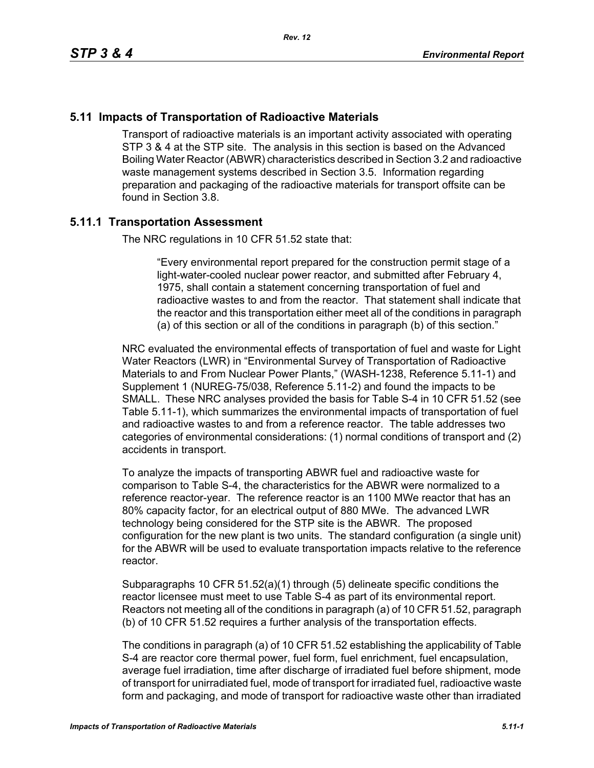## 5.11 Impacts of Transportation of Radioactive Materials

Transport of radioactive materials is an important activity associated with operating STP 3 & 4 at the STP site. The analysis in this section is based on the Advanced Boiling Water Reactor (ABWR) characteristics described in Section 3.2 and radioactive waste management systems described in Section 3.5. Information regarding preparation and packaging of the radioactive materials for transport offsite can be found in Section 3.8.

### 5.11.1 Transportation Assessment

The NRC regulations in 10 CFR 51.52 state that:

> "Every environmental report prepared for the construction permit stage of a light-water-cooled nuclear power reactor, and submitted after February 4, 1975, shall contain a statement concerning transportation of fuel and radioactive wastes to and from the reactor. That statement shall indicate that the reactor and this transportation either meet all of the conditions in paragraph (a) of this section or all of the conditions in paragraph (b) of this section."

NRC evaluated the environmental effects of transportation of fuel and waste for Light Water Reactors (LWR) in "Environmental Survey of Transportation of Radioactive Materials to and From Nuclear Power Plants," (WASH-1238, Reference 5.11-1) and Supplement 1 (NUREG-75/038, Reference 5.11-2) and found the impacts to be SMALL. These NRC analyses provided the basis for Table S-4 in 10 CFR 51.52 (see Table 5.11-1), which summarizes the environmental impacts of transportation of fuel and radioactive wastes to and from a reference reactor. The table addresses two categories of environmental considerations: (1) normal conditions of transport and (2) accidents in transport.

To analyze the impacts of transporting ABWR fuel and radioactive waste for comparison to Table S-4, the characteristics for the ABWR were normalized to a reference reactor-year. The reference reactor is an 1100 MWe reactor that has an 80% capacity factor, for an electrical output of 880 MWe. The advanced LWR technology being considered for the STP site is the ABWR. The proposed configuration for the new plant is two units. The standard configuration (a single unit) for the ABWR will be used to evaluate transportation impacts relative to the reference reactor.

Subparagraphs 10 CFR 51.52(a)(1) through (5) delineate specific conditions the reactor licensee must meet to use Table S-4 as part of its environmental report. Reactors not meeting all of the conditions in paragraph (a) of 10 CFR 51.52, paragraph (b) of 10 CFR 51.52 requires a further analysis of the transportation effects.

The conditions in paragraph (a) of 10 CFR 51.52 establishing the applicability of Table S-4 are reactor core thermal power, fuel form, fuel enrichment, fuel encapsulation, average fuel irradiation, time after discharge of irradiated fuel before shipment, mode of transport for unirradiated fuel, mode of transport for irradiated fuel, radioactive waste form and packaging, and mode of transport for radioactive waste other than irradiated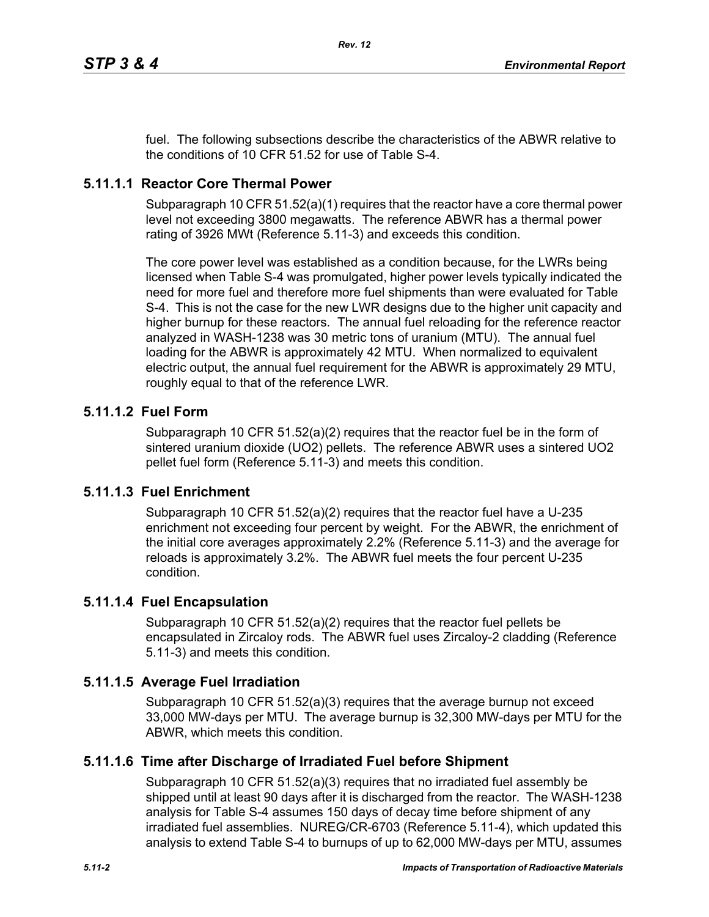fuel. The following subsections describe the characteristics of the ABWR relative to the conditions of 10 CFR 51.52 for use of Table S-4.

### 5.11.1.1 Reactor Core Thermal Power

Subparagraph 10 CFR 51.52(a)(1) requires that the reactor have a core thermal power level not exceeding 3800 megawatts. The reference ABWR has a thermal power rating of 3926 MWt (Reference 5.11-3) and exceeds this condition.

The core power level was established as a condition because, for the LWRs being licensed when Table S-4 was promulgated, higher power levels typically indicated the need for more fuel and therefore more fuel shipments than were evaluated for Table S-4. This is not the case for the new LWR designs due to the higher unit capacity and higher burnup for these reactors. The annual fuel reloading for the reference reactor analyzed in WASH-1238 was 30 metric tons of uranium (MTU). The annual fuel loading for the ABWR is approximately 42 MTU. When normalized to equivalent electric output, the annual fuel requirement for the ABWR is approximately 29 MTU, roughly equal to that of the reference LWR.

### 5.11.1.2 Fuel Form

Subparagraph 10 CFR 51.52(a)(2) requires that the reactor fuel be in the form of sintered uranium dioxide ($UO_2$) pellets. The reference ABWR uses a sintered $UO_2$ pellet fuel form (Reference 5.11-3) and meets this condition.

### 5.11.1.3 Fuel Enrichment

Subparagraph 10 CFR 51.52(a)(2) requires that the reactor fuel have a U-235 enrichment not exceeding four percent by weight. For the ABWR, the enrichment of the initial core averages approximately 2.2% (Reference 5.11-3) and the average for reloads is approximately 3.2%. The ABWR fuel meets the four percent U-235 condition.

### 5.11.1.4 Fuel Encapsulation

Subparagraph 10 CFR 51.52(a)(2) requires that the reactor fuel pellets be encapsulated in Zircaloy rods. The ABWR fuel uses Zircaloy-2 cladding (Reference 5.11-3) and meets this condition.

### 5.11.1.5 Average Fuel Irradiation

Subparagraph 10 CFR 51.52(a)(3) requires that the average burnup not exceed 33,000 MW-days per MTU. The average burnup is 32,300 MW-days per MTU for the ABWR, which meets this condition.

### 5.11.1.6 Time after Discharge of Irradiated Fuel before Shipment

Subparagraph 10 CFR 51.52(a)(3) requires that no irradiated fuel assembly be shipped until at least 90 days after it is discharged from the reactor. The WASH-1238 analysis for Table S-4 assumes 150 days of decay time before shipment of any irradiated fuel assemblies. NUREG/CR-6703 (Reference 5.11-4), which updated this analysis to extend Table S-4 to burnups of up to 62,000 MW-days per MTU, assumes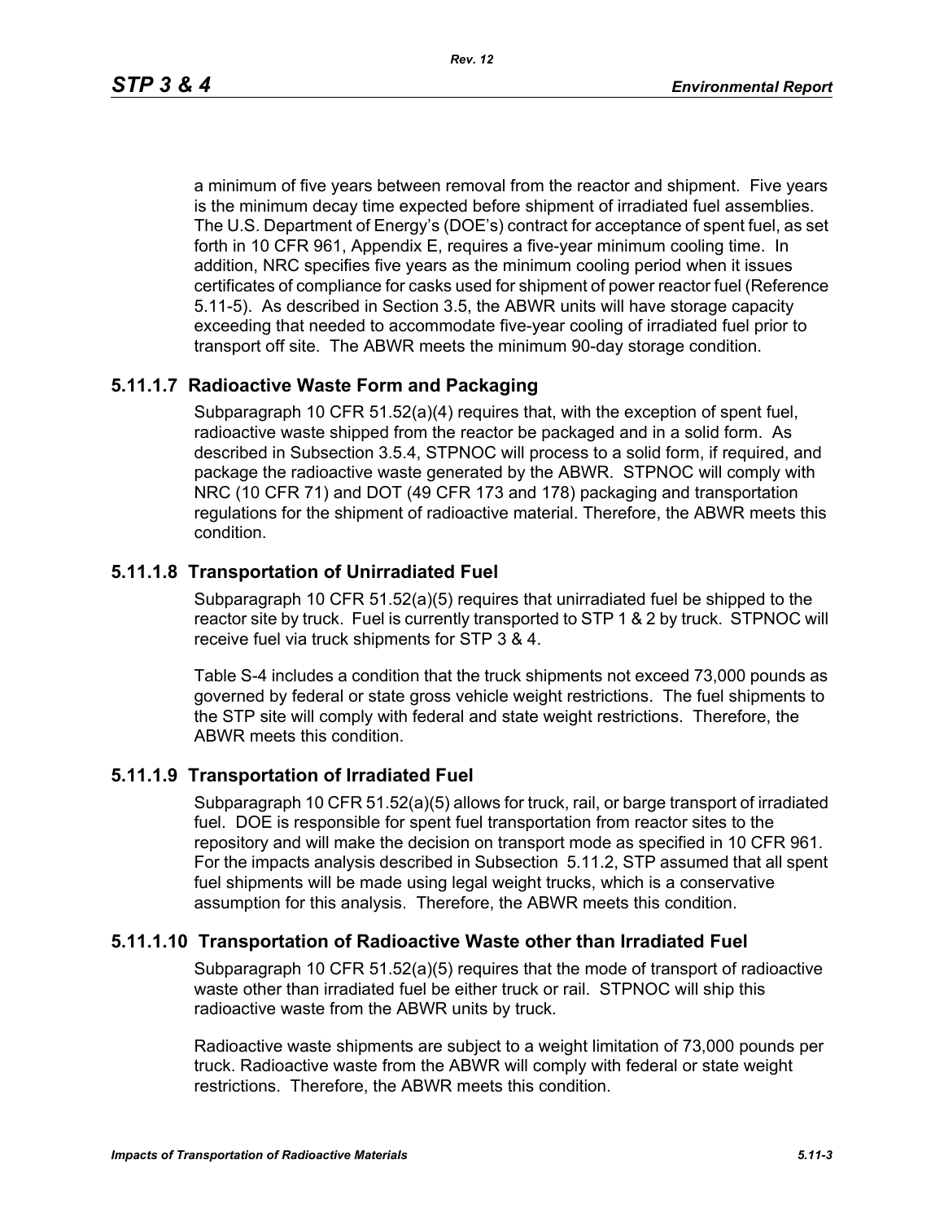a minimum of five years between removal from the reactor and shipment. Five years is the minimum decay time expected before shipment of irradiated fuel assemblies. The U.S. Department of Energy's (DOE's) contract for acceptance of spent fuel, as set forth in 10 CFR 961, Appendix E, requires a five-year minimum cooling time. In addition, NRC specifies five years as the minimum cooling period when it issues certificates of compliance for casks used for shipment of power reactor fuel (Reference 5.11-5). As described in Section 3.5, the ABWR units will have storage capacity exceeding that needed to accommodate five-year cooling of irradiated fuel prior to transport off site. The ABWR meets the minimum 90-day storage condition.

### 5.11.1.7 Radioactive Waste Form and Packaging

Subparagraph 10 CFR 51.52(a)(4) requires that, with the exception of spent fuel, radioactive waste shipped from the reactor be packaged and in a solid form. As described in Subsection 3.5.4, STPNOC will process to a solid form, if required, and package the radioactive waste generated by the ABWR. STPNOC will comply with NRC (10 CFR 71) and DOT (49 CFR 173 and 178) packaging and transportation regulations for the shipment of radioactive material. Therefore, the ABWR meets this condition.

### 5.11.1.8 Transportation of Unirradiated Fuel

Subparagraph 10 CFR 51.52(a)(5) requires that unirradiated fuel be shipped to the reactor site by truck. Fuel is currently transported to STP 1 & 2 by truck. STPNOC will receive fuel via truck shipments for STP 3 & 4.

Table S-4 includes a condition that the truck shipments not exceed 73,000 pounds as governed by federal or state gross vehicle weight restrictions. The fuel shipments to the STP site will comply with federal and state weight restrictions. Therefore, the ABWR meets this condition.

### 5.11.1.9 Transportation of Irradiated Fuel

Subparagraph 10 CFR 51.52(a)(5) allows for truck, rail, or barge transport of irradiated fuel. DOE is responsible for spent fuel transportation from reactor sites to the repository and will make the decision on transport mode as specified in 10 CFR 961. For the impacts analysis described in Subsection 5.11.2, STP assumed that all spent fuel shipments will be made using legal weight trucks, which is a conservative assumption for this analysis. Therefore, the ABWR meets this condition.

### 5.11.1.10 Transportation of Radioactive Waste other than Irradiated Fuel

Subparagraph 10 CFR 51.52(a)(5) requires that the mode of transport of radioactive waste other than irradiated fuel be either truck or rail. STPNOC will ship this radioactive waste from the ABWR units by truck.

Radioactive waste shipments are subject to a weight limitation of 73,000 pounds per truck. Radioactive waste from the ABWR will comply with federal or state weight restrictions. Therefore, the ABWR meets this condition.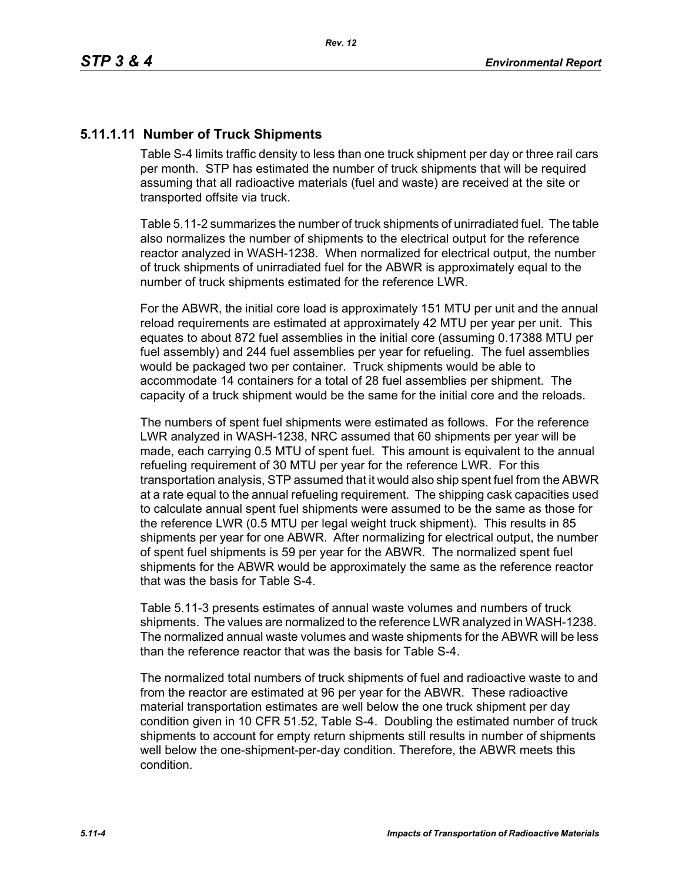### 5.11.1.11 Number of Truck Shipments

Table S-4 limits traffic density to less than one truck shipment per day or three rail cars per month. STP has estimated the number of truck shipments that will be required assuming that all radioactive materials (fuel and waste) are received at the site or transported offsite via truck.

Table 5.11-2 summarizes the number of truck shipments of unirradiated fuel. The table also normalizes the number of shipments to the electrical output for the reference reactor analyzed in WASH-1238. When normalized for electrical output, the number of truck shipments of unirradiated fuel for the ABWR is approximately equal to the number of truck shipments estimated for the reference LWR.

For the ABWR, the initial core load is approximately 151 MTU per unit and the annual reload requirements are estimated at approximately 42 MTU per year per unit. This equates to about 872 fuel assemblies in the initial core (assuming 0.17388 MTU per fuel assembly) and 244 fuel assemblies per year for refueling. The fuel assemblies would be packaged two per container. Truck shipments would be able to accommodate 14 containers for a total of 28 fuel assemblies per shipment. The capacity of a truck shipment would be the same for the initial core and the reloads.

The numbers of spent fuel shipments were estimated as follows. For the reference LWR analyzed in WASH-1238, NRC assumed that 60 shipments per year will be made, each carrying 0.5 MTU of spent fuel. This amount is equivalent to the annual refueling requirement of 30 MTU per year for the reference LWR. For this transportation analysis, STP assumed that it would also ship spent fuel from the ABWR at a rate equal to the annual refueling requirement. The shipping cask capacities used to calculate annual spent fuel shipments were assumed to be the same as those for the reference LWR (0.5 MTU per legal weight truck shipment). This results in 85 shipments per year for one ABWR. After normalizing for electrical output, the number of spent fuel shipments is 59 per year for the ABWR. The normalized spent fuel shipments for the ABWR would be approximately the same as the reference reactor that was the basis for Table S-4.

Table 5.11-3 presents estimates of annual waste volumes and numbers of truck shipments. The values are normalized to the reference LWR analyzed in WASH-1238. The normalized annual waste volumes and waste shipments for the ABWR will be less than the reference reactor that was the basis for Table S-4.

The normalized total numbers of truck shipments of fuel and radioactive waste to and from the reactor are estimated at 96 per year for the ABWR. These radioactive material transportation estimates are well below the one truck shipment per day condition given in 10 CFR 51.52, Table S-4. Doubling the estimated number of truck shipments to account for empty return shipments still results in number of shipments well below the one-shipment-per-day condition. Therefore, the ABWR meets this condition.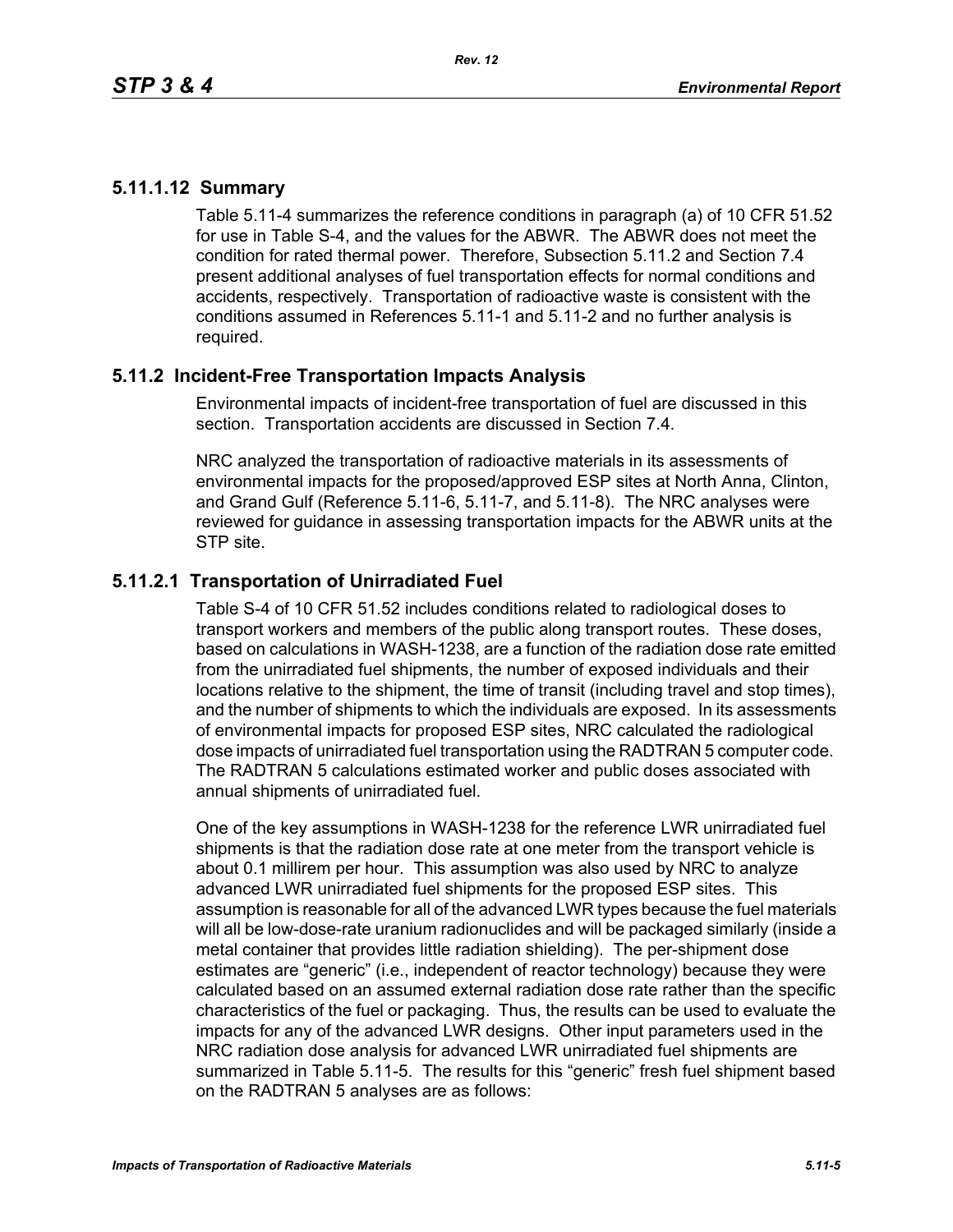### 5.11.1.12 Summary

Table 5.11-4 summarizes the reference conditions in paragraph (a) of 10 CFR 51.52 for use in Table S-4, and the values for the ABWR. The ABWR does not meet the condition for rated thermal power. Therefore, Subsection 5.11.2 and Section 7.4 present additional analyses of fuel transportation effects for normal conditions and accidents, respectively. Transportation of radioactive waste is consistent with the conditions assumed in References 5.11-1 and 5.11-2 and no further analysis is required.

## 5.11.2 Incident-Free Transportation Impacts Analysis

Environmental impacts of incident-free transportation of fuel are discussed in this section. Transportation accidents are discussed in Section 7.4.

NRC analyzed the transportation of radioactive materials in its assessments of environmental impacts for the proposed/approved ESP sites at North Anna, Clinton, and Grand Gulf (Reference 5.11-6, 5.11-7, and 5.11-8). The NRC analyses were reviewed for guidance in assessing transportation impacts for the ABWR units at the STP site.

### 5.11.2.1 Transportation of Unirradiated Fuel

Table S-4 of 10 CFR 51.52 includes conditions related to radiological doses to transport workers and members of the public along transport routes. These doses, based on calculations in WASH-1238, are a function of the radiation dose rate emitted from the unirradiated fuel shipments, the number of exposed individuals and their locations relative to the shipment, the time of transit (including travel and stop times), and the number of shipments to which the individuals are exposed. In its assessments of environmental impacts for proposed ESP sites, NRC calculated the radiological dose impacts of unirradiated fuel transportation using the RADTRAN 5 computer code. The RADTRAN 5 calculations estimated worker and public doses associated with annual shipments of unirradiated fuel.

One of the key assumptions in WASH-1238 for the reference LWR unirradiated fuel shipments is that the radiation dose rate at one meter from the transport vehicle is about 0.1 millirem per hour. This assumption was also used by NRC to analyze advanced LWR unirradiated fuel shipments for the proposed ESP sites. This assumption is reasonable for all of the advanced LWR types because the fuel materials will all be low-dose-rate uranium radionuclides and will be packaged similarly (inside a metal container that provides little radiation shielding). The per-shipment dose estimates are "generic" (i.e., independent of reactor technology) because they were calculated based on an assumed external radiation dose rate rather than the specific characteristics of the fuel or packaging. Thus, the results can be used to evaluate the impacts for any of the advanced LWR designs. Other input parameters used in the NRC radiation dose analysis for advanced LWR unirradiated fuel shipments are summarized in Table 5.11-5. The results for this "generic" fresh fuel shipment based on the RADTRAN 5 analyses are as follows: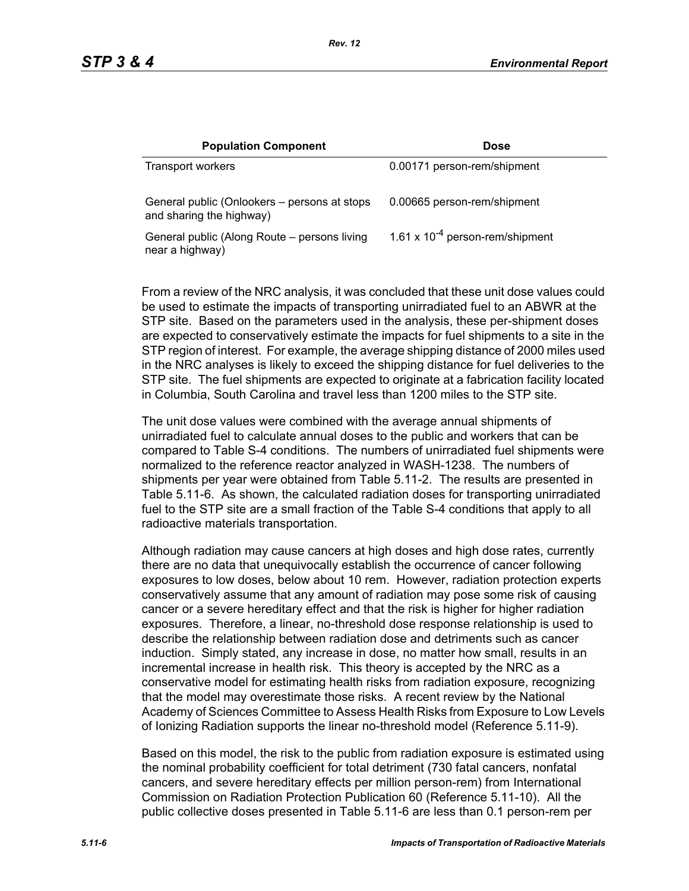| Population Component | Dose |
|---|---|
| Transport workers | 0.00171 person-rem/shipment |
| General public (Onlookers – persons at stops and sharing the highway) | 0.00665 person-rem/shipment |
| General public (Along Route – persons living near a highway) | $1.61 \times 10^{-4}$ person-rem/shipment |

From a review of the NRC analysis, it was concluded that these unit dose values could be used to estimate the impacts of transporting unirradiated fuel to an ABWR at the STP site. Based on the parameters used in the analysis, these per-shipment doses are expected to conservatively estimate the impacts for fuel shipments to a site in the STP region of interest. For example, the average shipping distance of 2000 miles used in the NRC analyses is likely to exceed the shipping distance for fuel deliveries to the STP site. The fuel shipments are expected to originate at a fabrication facility located in Columbia, South Carolina and travel less than 1200 miles to the STP site.

The unit dose values were combined with the average annual shipments of unirradiated fuel to calculate annual doses to the public and workers that can be compared to Table S-4 conditions. The numbers of unirradiated fuel shipments were normalized to the reference reactor analyzed in WASH-1238. The numbers of shipments per year were obtained from Table 5.11-2. The results are presented in Table 5.11-6. As shown, the calculated radiation doses for transporting unirradiated fuel to the STP site are a small fraction of the Table S-4 conditions that apply to all radioactive materials transportation.

Although radiation may cause cancers at high doses and high dose rates, currently there are no data that unequivocally establish the occurrence of cancer following exposures to low doses, below about 10 rem. However, radiation protection experts conservatively assume that any amount of radiation may pose some risk of causing cancer or a severe hereditary effect and that the risk is higher for higher radiation exposures. Therefore, a linear, no-threshold dose response relationship is used to describe the relationship between radiation dose and detriments such as cancer induction. Simply stated, any increase in dose, no matter how small, results in an incremental increase in health risk. This theory is accepted by the NRC as a conservative model for estimating health risks from radiation exposure, recognizing that the model may overestimate those risks. A recent review by the National Academy of Sciences Committee to Assess Health Risks from Exposure to Low Levels of Ionizing Radiation supports the linear no-threshold model (Reference 5.11-9).

Based on this model, the risk to the public from radiation exposure is estimated using the nominal probability coefficient for total detriment (730 fatal cancers, nonfatal cancers, and severe hereditary effects per million person-rem) from International Commission on Radiation Protection Publication 60 (Reference 5.11-10). All the public collective doses presented in Table 5.11-6 are less than 0.1 person-rem per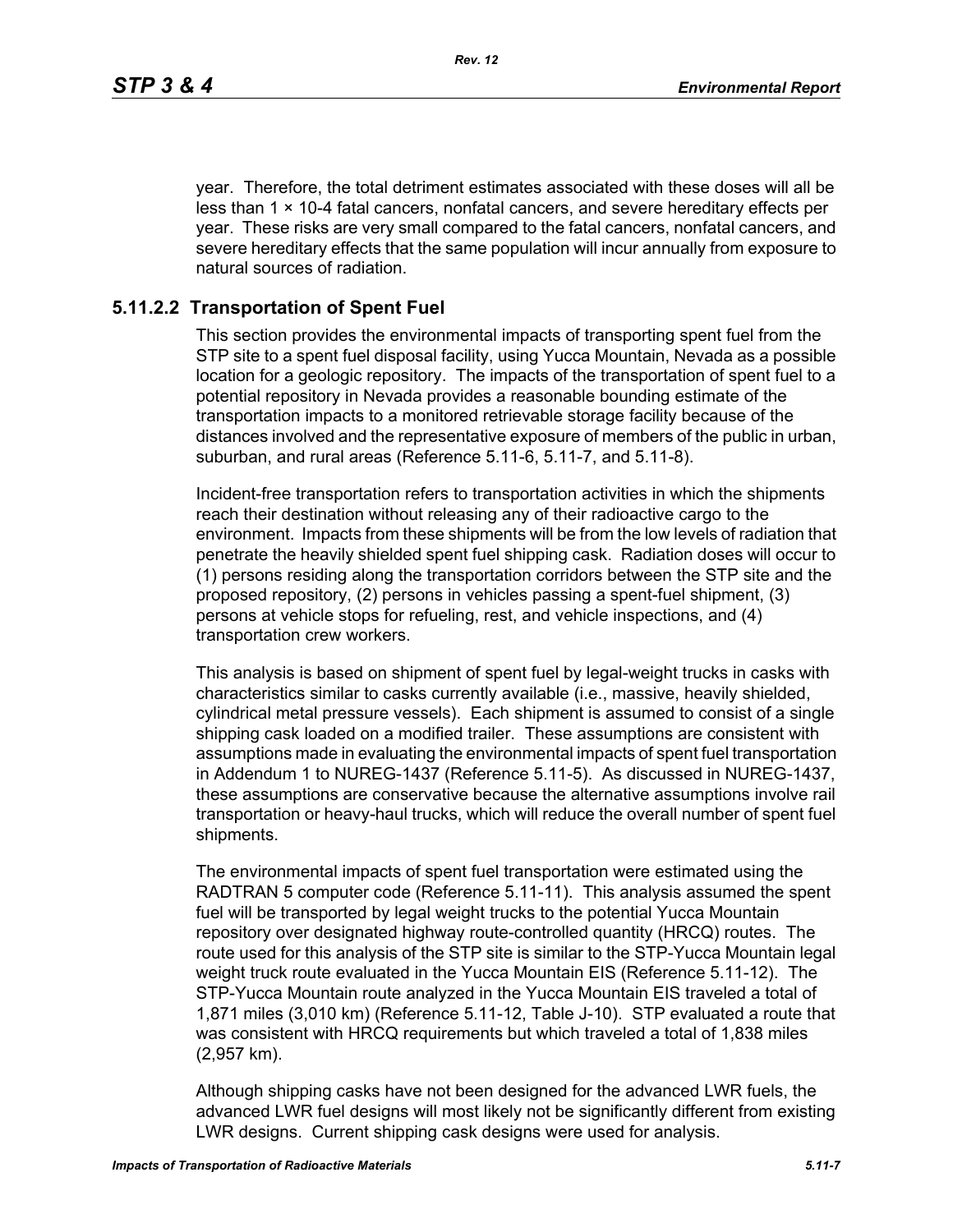year. Therefore, the total detriment estimates associated with these doses will all be less than $1 \times 10^{-4}$ fatal cancers, nonfatal cancers, and severe hereditary effects per year. These risks are very small compared to the fatal cancers, nonfatal cancers, and severe hereditary effects that the same population will incur annually from exposure to natural sources of radiation.

### 5.11.2.2 Transportation of Spent Fuel

This section provides the environmental impacts of transporting spent fuel from the STP site to a spent fuel disposal facility, using Yucca Mountain, Nevada as a possible location for a geologic repository. The impacts of the transportation of spent fuel to a potential repository in Nevada provides a reasonable bounding estimate of the transportation impacts to a monitored retrievable storage facility because of the distances involved and the representative exposure of members of the public in urban, suburban, and rural areas (Reference 5.11-6, 5.11-7, and 5.11-8).

Incident-free transportation refers to transportation activities in which the shipments reach their destination without releasing any of their radioactive cargo to the environment. Impacts from these shipments will be from the low levels of radiation that penetrate the heavily shielded spent fuel shipping cask. Radiation doses will occur to (1) persons residing along the transportation corridors between the STP site and the proposed repository, (2) persons in vehicles passing a spent-fuel shipment, (3) persons at vehicle stops for refueling, rest, and vehicle inspections, and (4) transportation crew workers.

This analysis is based on shipment of spent fuel by legal-weight trucks in casks with characteristics similar to casks currently available (i.e., massive, heavily shielded, cylindrical metal pressure vessels). Each shipment is assumed to consist of a single shipping cask loaded on a modified trailer. These assumptions are consistent with assumptions made in evaluating the environmental impacts of spent fuel transportation in Addendum 1 to NUREG-1437 (Reference 5.11-5). As discussed in NUREG-1437, these assumptions are conservative because the alternative assumptions involve rail transportation or heavy-haul trucks, which will reduce the overall number of spent fuel shipments.

The environmental impacts of spent fuel transportation were estimated using the RADTRAN 5 computer code (Reference 5.11-11). This analysis assumed the spent fuel will be transported by legal weight trucks to the potential Yucca Mountain repository over designated highway route-controlled quantity (HRCQ) routes. The route used for this analysis of the STP site is similar to the STP-Yucca Mountain legal weight truck route evaluated in the Yucca Mountain EIS (Reference 5.11-12). The STP-Yucca Mountain route analyzed in the Yucca Mountain EIS traveled a total of 1,871 miles (3,010 km) (Reference 5.11-12, Table J-10). STP evaluated a route that was consistent with HRCQ requirements but which traveled a total of 1,838 miles (2,957 km).

Although shipping casks have not been designed for the advanced LWR fuels, the advanced LWR fuel designs will most likely not be significantly different from existing LWR designs. Current shipping cask designs were used for analysis.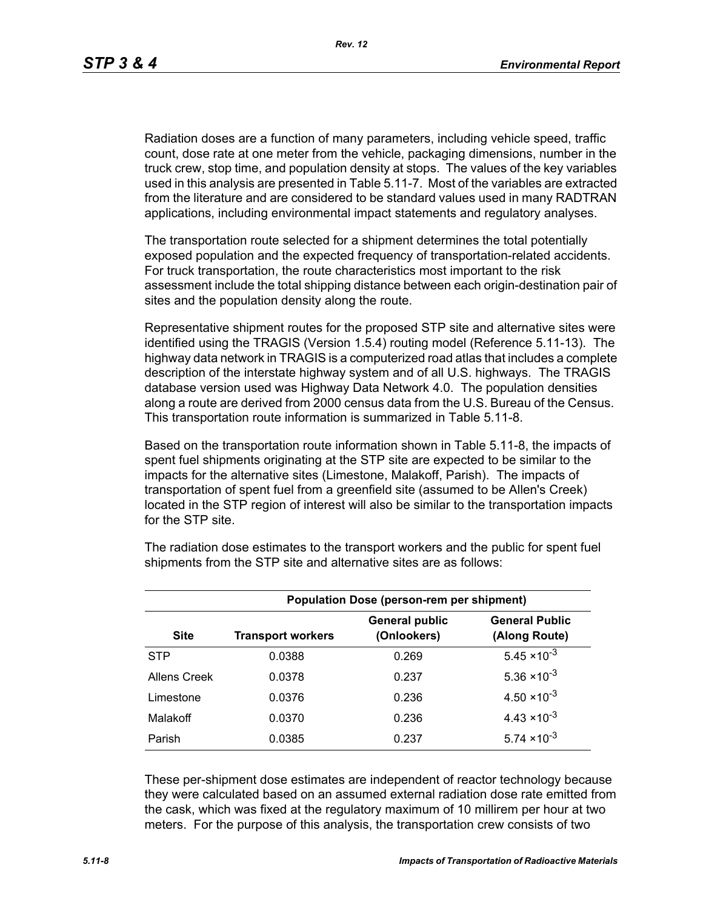Radiation doses are a function of many parameters, including vehicle speed, traffic count, dose rate at one meter from the vehicle, packaging dimensions, number in the truck crew, stop time, and population density at stops. The values of the key variables used in this analysis are presented in Table 5.11-7. Most of the variables are extracted from the literature and are considered to be standard values used in many RADTRAN applications, including environmental impact statements and regulatory analyses.

The transportation route selected for a shipment determines the total potentially exposed population and the expected frequency of transportation-related accidents. For truck transportation, the route characteristics most important to the risk assessment include the total shipping distance between each origin-destination pair of sites and the population density along the route.

Representative shipment routes for the proposed STP site and alternative sites were identified using the TRAGIS (Version 1.5.4) routing model (Reference 5.11-13). The highway data network in TRAGIS is a computerized road atlas that includes a complete description of the interstate highway system and of all U.S. highways. The TRAGIS database version used was Highway Data Network 4.0. The population densities along a route are derived from 2000 census data from the U.S. Bureau of the Census. This transportation route information is summarized in Table 5.11-8.

Based on the transportation route information shown in Table 5.11-8, the impacts of spent fuel shipments originating at the STP site are expected to be similar to the impacts for the alternative sites (Limestone, Malakoff, Parish). The impacts of transportation of spent fuel from a greenfield site (assumed to be Allen's Creek) located in the STP region of interest will also be similar to the transportation impacts for the STP site.

The radiation dose estimates to the transport workers and the public for spent fuel shipments from the STP site and alternative sites are as follows:

| | Population Dose (person-rem per shipment) | | |
|---|---|---|---|
| Site | Transport workers | General public (Onlookers) | General Public (Along Route) |
| STP | 0.0388 | 0.269 | $5.45 \times 10^{-3}$ |
| Allens Creek | 0.0378 | 0.237 | $5.36 \times 10^{-3}$ |
| Limestone | 0.0376 | 0.236 | $4.50 \times 10^{-3}$ |
| Malakoff | 0.0370 | 0.236 | $4.43 \times 10^{-3}$ |
| Parish | 0.0385 | 0.237 | $5.74 \times 10^{-3}$ |

These per-shipment dose estimates are independent of reactor technology because they were calculated based on an assumed external radiation dose rate emitted from the cask, which was fixed at the regulatory maximum of 10 millirem per hour at two meters. For the purpose of this analysis, the transportation crew consists of two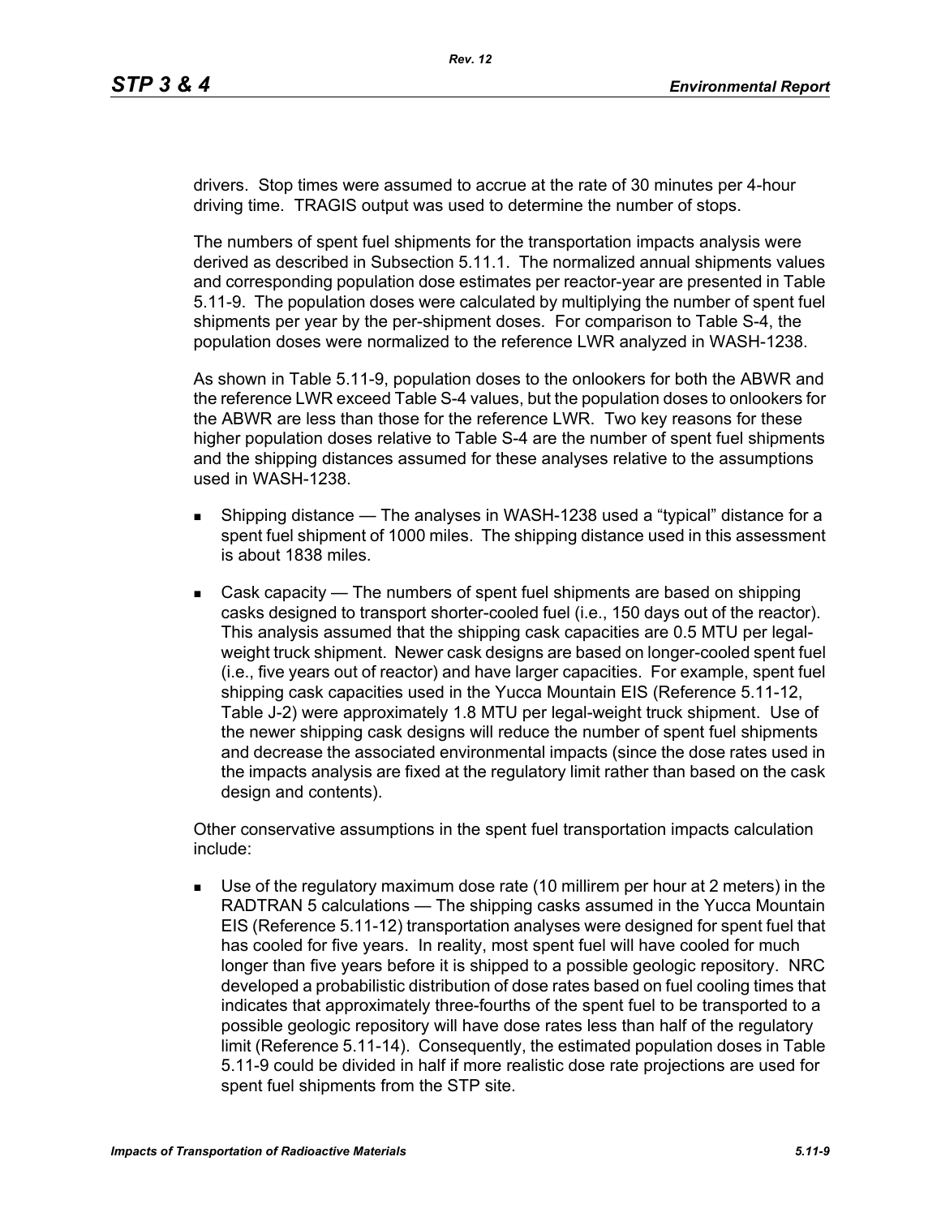drivers. Stop times were assumed to accrue at the rate of 30 minutes per 4-hour driving time. TRAGIS output was used to determine the number of stops.

The numbers of spent fuel shipments for the transportation impacts analysis were derived as described in Subsection 5.11.1. The normalized annual shipments values and corresponding population dose estimates per reactor-year are presented in Table 5.11-9. The population doses were calculated by multiplying the number of spent fuel shipments per year by the per-shipment doses. For comparison to Table S-4, the population doses were normalized to the reference LWR analyzed in WASH-1238.

As shown in Table 5.11-9, population doses to the onlookers for both the ABWR and the reference LWR exceed Table S-4 values, but the population doses to onlookers for the ABWR are less than those for the reference LWR. Two key reasons for these higher population doses relative to Table S-4 are the number of spent fuel shipments and the shipping distances assumed for these analyses relative to the assumptions used in WASH-1238.

- Shipping distance — The analyses in WASH-1238 used a "typical" distance for a spent fuel shipment of 1000 miles. The shipping distance used in this assessment is about 1838 miles.
- Cask capacity — The numbers of spent fuel shipments are based on shipping casks designed to transport shorter-cooled fuel (i.e., 150 days out of the reactor). This analysis assumed that the shipping cask capacities are 0.5 MTU per legal-weight truck shipment. Newer cask designs are based on longer-cooled spent fuel (i.e., five years out of reactor) and have larger capacities. For example, spent fuel shipping cask capacities used in the Yucca Mountain EIS (Reference 5.11-12, Table J-2) were approximately 1.8 MTU per legal-weight truck shipment. Use of the newer shipping cask designs will reduce the number of spent fuel shipments and decrease the associated environmental impacts (since the dose rates used in the impacts analysis are fixed at the regulatory limit rather than based on the cask design and contents).

Other conservative assumptions in the spent fuel transportation impacts calculation include:

- Use of the regulatory maximum dose rate (10 millirem per hour at 2 meters) in the RADTRAN 5 calculations — The shipping casks assumed in the Yucca Mountain EIS (Reference 5.11-12) transportation analyses were designed for spent fuel that has cooled for five years. In reality, most spent fuel will have cooled for much longer than five years before it is shipped to a possible geologic repository. NRC developed a probabilistic distribution of dose rates based on fuel cooling times that indicates that approximately three-fourths of the spent fuel to be transported to a possible geologic repository will have dose rates less than half of the regulatory limit (Reference 5.11-14). Consequently, the estimated population doses in Table 5.11-9 could be divided in half if more realistic dose rate projections are used for spent fuel shipments from the STP site.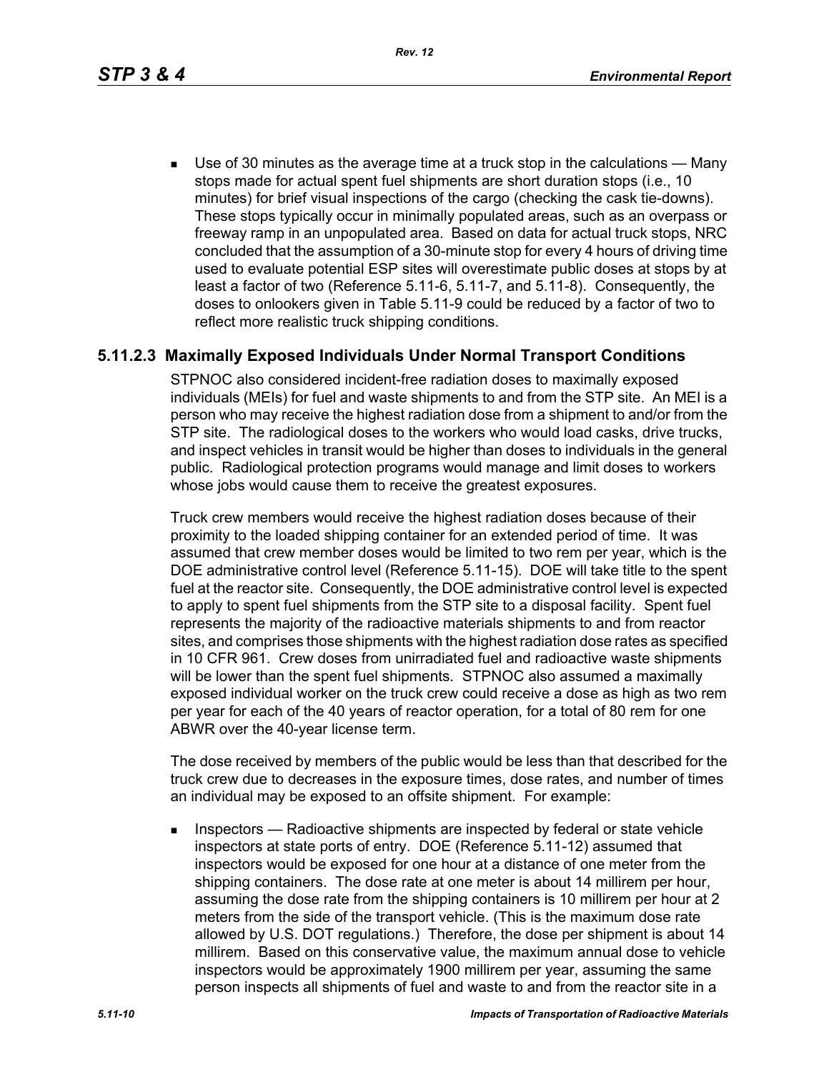- Use of 30 minutes as the average time at a truck stop in the calculations — Many stops made for actual spent fuel shipments are short duration stops (i.e., 10 minutes) for brief visual inspections of the cargo (checking the cask tie-downs). These stops typically occur in minimally populated areas, such as an overpass or freeway ramp in an unpopulated area. Based on data for actual truck stops, NRC concluded that the assumption of a 30-minute stop for every 4 hours of driving time used to evaluate potential ESP sites will overestimate public doses at stops by at least a factor of two (Reference 5.11-6, 5.11-7, and 5.11-8). Consequently, the doses to onlookers given in Table 5.11-9 could be reduced by a factor of two to reflect more realistic truck shipping conditions.

### 5.11.2.3 Maximally Exposed Individuals Under Normal Transport Conditions

STPNOC also considered incident-free radiation doses to maximally exposed individuals (MEIs) for fuel and waste shipments to and from the STP site. An MEI is a person who may receive the highest radiation dose from a shipment to and/or from the STP site. The radiological doses to the workers who would load casks, drive trucks, and inspect vehicles in transit would be higher than doses to individuals in the general public. Radiological protection programs would manage and limit doses to workers whose jobs would cause them to receive the greatest exposures.

Truck crew members would receive the highest radiation doses because of their proximity to the loaded shipping container for an extended period of time. It was assumed that crew member doses would be limited to two rem per year, which is the DOE administrative control level (Reference 5.11-15). DOE will take title to the spent fuel at the reactor site. Consequently, the DOE administrative control level is expected to apply to spent fuel shipments from the STP site to a disposal facility. Spent fuel represents the majority of the radioactive materials shipments to and from reactor sites, and comprises those shipments with the highest radiation dose rates as specified in 10 CFR 961. Crew doses from unirradiated fuel and radioactive waste shipments will be lower than the spent fuel shipments. STPNOC also assumed a maximally exposed individual worker on the truck crew could receive a dose as high as two rem per year for each of the 40 years of reactor operation, for a total of 80 rem for one ABWR over the 40-year license term.

The dose received by members of the public would be less than that described for the truck crew due to decreases in the exposure times, dose rates, and number of times an individual may be exposed to an offsite shipment. For example:

- Inspectors — Radioactive shipments are inspected by federal or state vehicle inspectors at state ports of entry. DOE (Reference 5.11-12) assumed that inspectors would be exposed for one hour at a distance of one meter from the shipping containers. The dose rate at one meter is about 14 millirem per hour, assuming the dose rate from the shipping containers is 10 millirem per hour at 2 meters from the side of the transport vehicle. (This is the maximum dose rate allowed by U.S. DOT regulations.) Therefore, the dose per shipment is about 14 millirem. Based on this conservative value, the maximum annual dose to vehicle inspectors would be approximately 1900 millirem per year, assuming the same person inspects all shipments of fuel and waste to and from the reactor site in a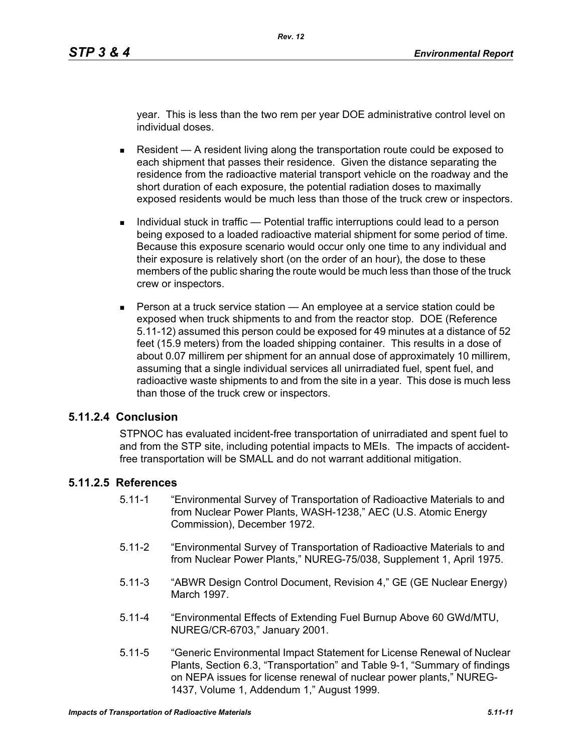year. This is less than the two rem per year DOE administrative control level on individual doses.

- Resident — A resident living along the transportation route could be exposed to each shipment that passes their residence. Given the distance separating the residence from the radioactive material transport vehicle on the roadway and the short duration of each exposure, the potential radiation doses to maximally exposed residents would be much less than those of the truck crew or inspectors.
- Individual stuck in traffic — Potential traffic interruptions could lead to a person being exposed to a loaded radioactive material shipment for some period of time. Because this exposure scenario would occur only one time to any individual and their exposure is relatively short (on the order of an hour), the dose to these members of the public sharing the route would be much less than those of the truck crew or inspectors.
- Person at a truck service station — An employee at a service station could be exposed when truck shipments to and from the reactor stop. DOE (Reference 5.11-12) assumed this person could be exposed for 49 minutes at a distance of 52 feet (15.9 meters) from the loaded shipping container. This results in a dose of about 0.07 millirem per shipment for an annual dose of approximately 10 millirem, assuming that a single individual services all unirradiated fuel, spent fuel, and radioactive waste shipments to and from the site in a year. This dose is much less than those of the truck crew or inspectors.

### 5.11.2.4 Conclusion

STPNOC has evaluated incident-free transportation of unirradiated and spent fuel to and from the STP site, including potential impacts to MEIs. The impacts of accident-free transportation will be SMALL and do not warrant additional mitigation.

### 5.11.2.5 References

5.11-1 "Environmental Survey of Transportation of Radioactive Materials to and from Nuclear Power Plants, WASH-1238," AEC (U.S. Atomic Energy Commission), December 1972.

5.11-2 "Environmental Survey of Transportation of Radioactive Materials to and from Nuclear Power Plants," NUREG-75/038, Supplement 1, April 1975.

5.11-3 "ABWR Design Control Document, Revision 4," GE (GE Nuclear Energy) March 1997.

5.11-4 "Environmental Effects of Extending Fuel Burnup Above 60 GWd/MTU, NUREG/CR-6703," January 2001.

5.11-5 "Generic Environmental Impact Statement for License Renewal of Nuclear Plants, Section 6.3, "Transportation" and Table 9-1, "Summary of findings on NEPA issues for license renewal of nuclear power plants," NUREG-1437, Volume 1, Addendum 1," August 1999.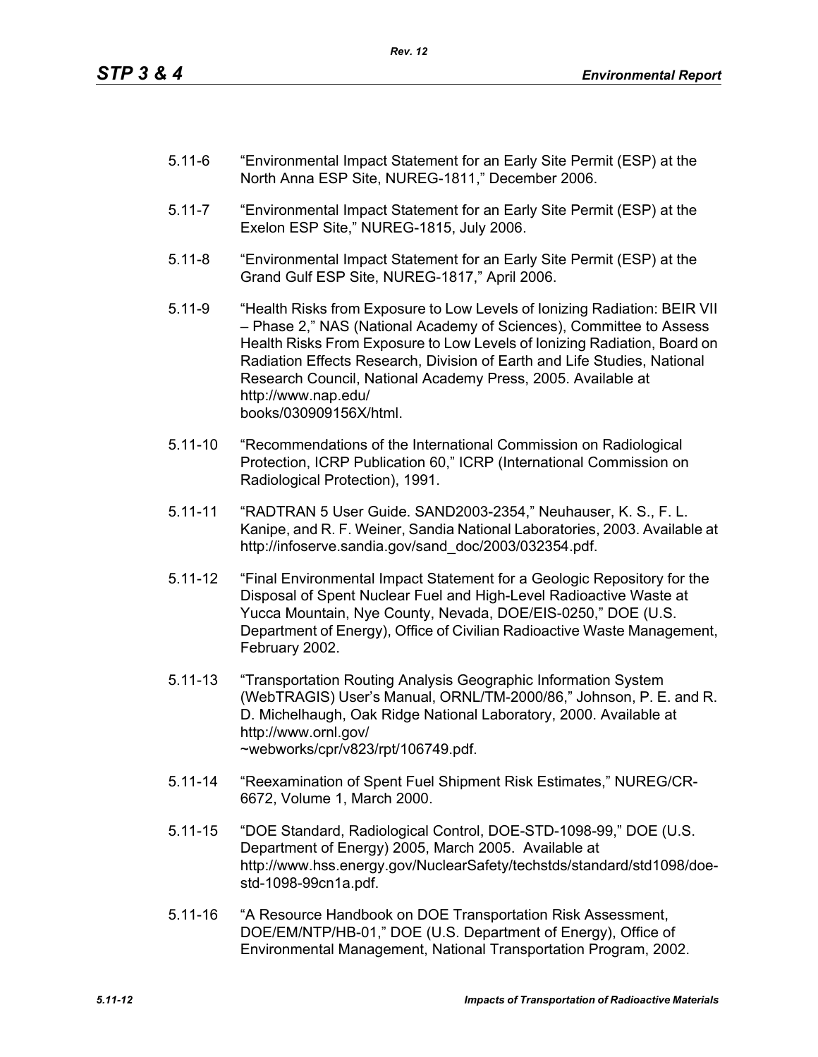5.11-6 "Environmental Impact Statement for an Early Site Permit (ESP) at the North Anna ESP Site, NUREG-1811," December 2006.

5.11-7 "Environmental Impact Statement for an Early Site Permit (ESP) at the Exelon ESP Site," NUREG-1815, July 2006.

5.11-8 "Environmental Impact Statement for an Early Site Permit (ESP) at the Grand Gulf ESP Site, NUREG-1817," April 2006.

5.11-9 "Health Risks from Exposure to Low Levels of Ionizing Radiation: BEIR VII – Phase 2," NAS (National Academy of Sciences), Committee to Assess Health Risks From Exposure to Low Levels of Ionizing Radiation, Board on Radiation Effects Research, Division of Earth and Life Studies, National Research Council, National Academy Press, 2005. Available at http://www.nap.edu/books/030909156X/html.

5.11-10 "Recommendations of the International Commission on Radiological Protection, ICRP Publication 60," ICRP (International Commission on Radiological Protection), 1991.

5.11-11 "RADTRAN 5 User Guide. SAND2003-2354," Neuhauser, K. S., F. L. Kanipe, and R. F. Weiner, Sandia National Laboratories, 2003. Available at http://infoserve.sandia.gov/sand_doc/2003/032354.pdf.

5.11-12 "Final Environmental Impact Statement for a Geologic Repository for the Disposal of Spent Nuclear Fuel and High-Level Radioactive Waste at Yucca Mountain, Nye County, Nevada, DOE/EIS-0250," DOE (U.S. Department of Energy), Office of Civilian Radioactive Waste Management, February 2002.

5.11-13 "Transportation Routing Analysis Geographic Information System (WebTRAGIS) User's Manual, ORNL/TM-2000/86," Johnson, P. E. and R. D. Michelhaugh, Oak Ridge National Laboratory, 2000. Available at http://www.ornl.gov/~webworks/cpr/v823/rpt/106749.pdf.

5.11-14 "Reexamination of Spent Fuel Shipment Risk Estimates," NUREG/CR-6672, Volume 1, March 2000.

5.11-15 "DOE Standard, Radiological Control, DOE-STD-1098-99," DOE (U.S. Department of Energy) 2005, March 2005. Available at http://www.hss.energy.gov/NuclearSafety/techstds/standard/std1098/doe-std-1098-99cn1a.pdf.

5.11-16 "A Resource Handbook on DOE Transportation Risk Assessment, DOE/EM/NTP/HB-01," DOE (U.S. Department of Energy), Office of Environmental Management, National Transportation Program, 2002.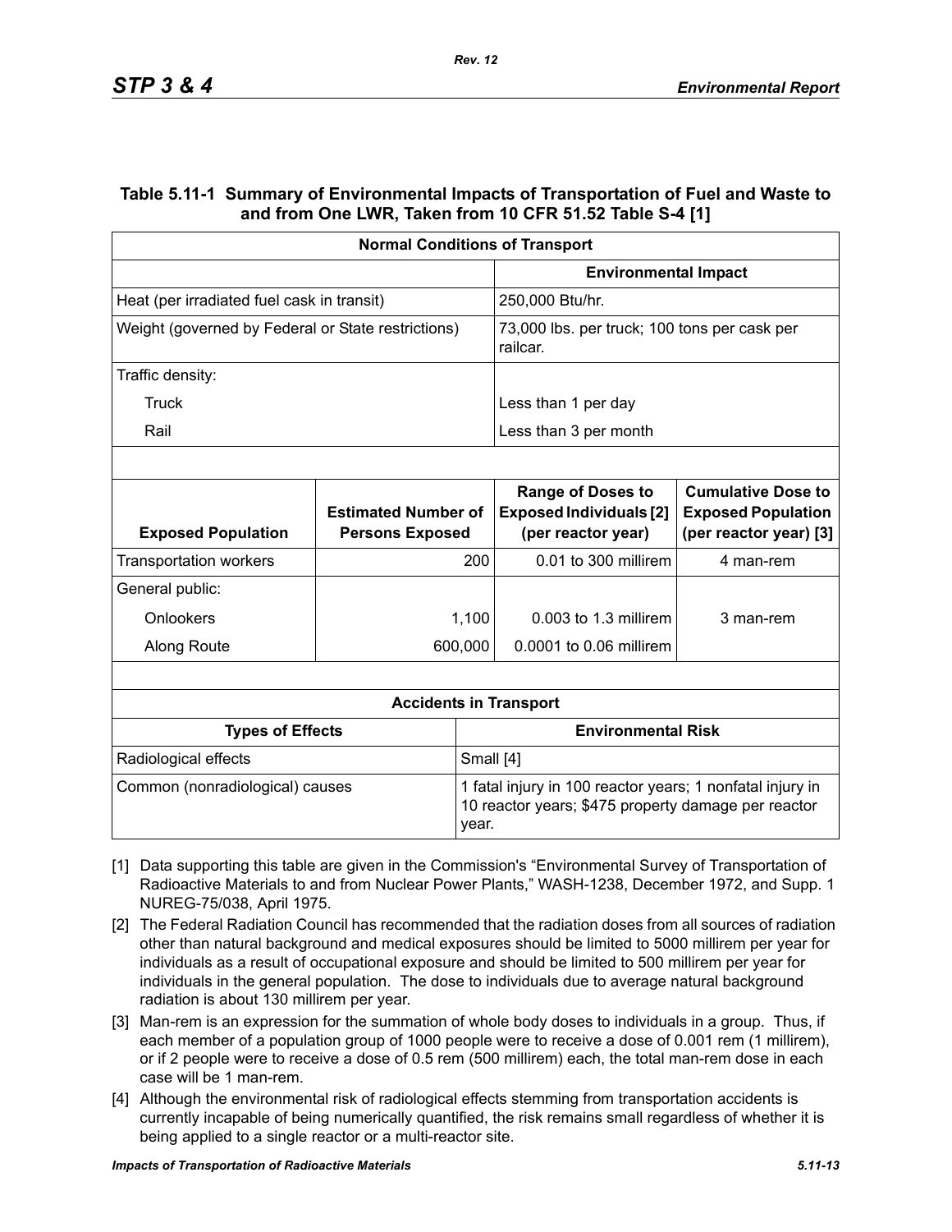## Table 5.11-1 Summary of Environmental Impacts of Transportation of Fuel and Waste to and from One LWR, Taken from 10 CFR 51.52 Table S-4 [1]

| Normal Conditions of Transport | | | |
|---|---|---|---|
| | | **Environmental Impact** | |
| Heat (per irradiated fuel cask in transit) | | 250,000 Btu/hr. | |
| Weight (governed by Federal or State restrictions) | | 73,000 lbs. per truck; 100 tons per cask per railcar. | |
| Traffic density: | | | |
| Truck | | Less than 1 per day | |
| Rail | | Less than 3 per month | |
| | | | |
| **Exposed Population** | **Estimated Number of Persons Exposed** | **Range of Doses to Exposed Individuals [2] (per reactor year)** | **Cumulative Dose to Exposed Population (per reactor year) [3]** |
| Transportation workers | 200 | 0.01 to 300 millirem | 4 man-rem |
| General public: | | | |
| Onlookers | 1,100 | 0.003 to 1.3 millirem | 3 man-rem |
| Along Route | 600,000 | 0.0001 to 0.06 millirem | |

| Accidents in Transport | |
|---|---|
| **Types of Effects** | **Environmental Risk** |
| Radiological effects | Small [4] |
| Common (nonradiological) causes | 1 fatal injury in 100 reactor years; 1 nonfatal injury in 10 reactor years; $475 property damage per reactor year. |

[1] Data supporting this table are given in the Commission's "Environmental Survey of Transportation of Radioactive Materials to and from Nuclear Power Plants," WASH-1238, December 1972, and Supp. 1 NUREG-75/038, April 1975.

[2] The Federal Radiation Council has recommended that the radiation doses from all sources of radiation other than natural background and medical exposures should be limited to 5000 millirem per year for individuals as a result of occupational exposure and should be limited to 500 millirem per year for individuals in the general population. The dose to individuals due to average natural background radiation is about 130 millirem per year.

[3] Man-rem is an expression for the summation of whole body doses to individuals in a group. Thus, if each member of a population group of 1000 people were to receive a dose of 0.001 rem (1 millirem), or if 2 people were to receive a dose of 0.5 rem (500 millirem) each, the total man-rem dose in each case will be 1 man-rem.

[4] Although the environmental risk of radiological effects stemming from transportation accidents is currently incapable of being numerically quantified, the risk remains small regardless of whether it is being applied to a single reactor or a multi-reactor site.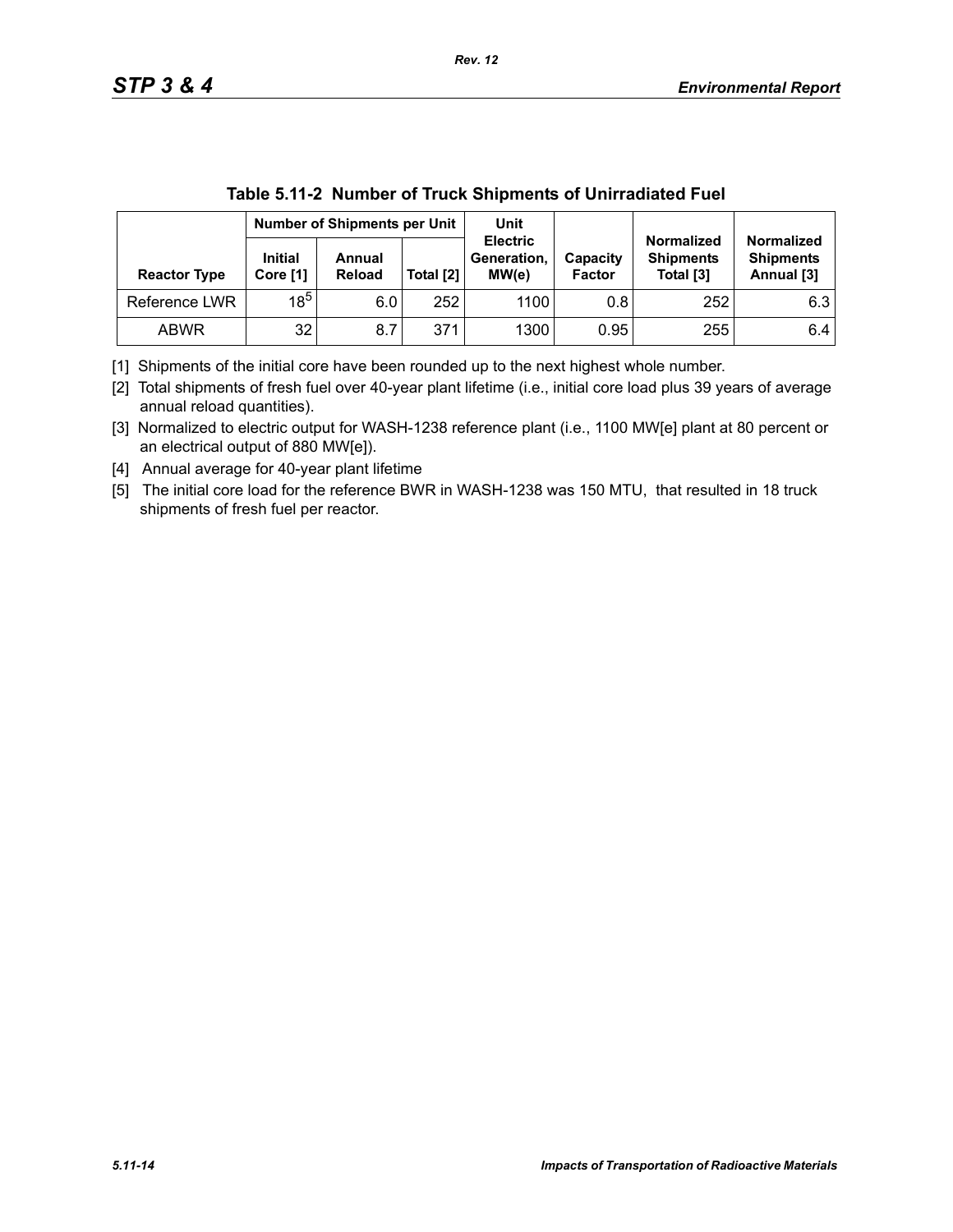**Table 5.11-2 Number of Truck Shipments of Unirradiated Fuel**

| Reactor Type | Number of Shipments per Unit | | | Unit Electric Generation, MW(e) | Capacity Factor | Normalized Shipments Total [3] | Normalized Shipments Annual [3] |
|---|---|---|---|---|---|---|---|
| | Initial Core [1] | Annual Reload | Total [2] | | | | |
| Reference LWR | 18[5] | 6.0 | 252 | 1100 | 0.8 | 252 | 6.3 |
| ABWR | 32 | 8.7 | 371 | 1300 | 0.95 | 255 | 6.4 |

[1] Shipments of the initial core have been rounded up to the next highest whole number.

[2] Total shipments of fresh fuel over 40-year plant lifetime (i.e., initial core load plus 39 years of average annual reload quantities).

[3] Normalized to electric output for WASH-1238 reference plant (i.e., 1100 MW[e] plant at 80 percent or an electrical output of 880 MW[e]).

[4] Annual average for 40-year plant lifetime

[5] The initial core load for the reference BWR in WASH-1238 was 150 MTU, that resulted in 18 truck shipments of fresh fuel per reactor.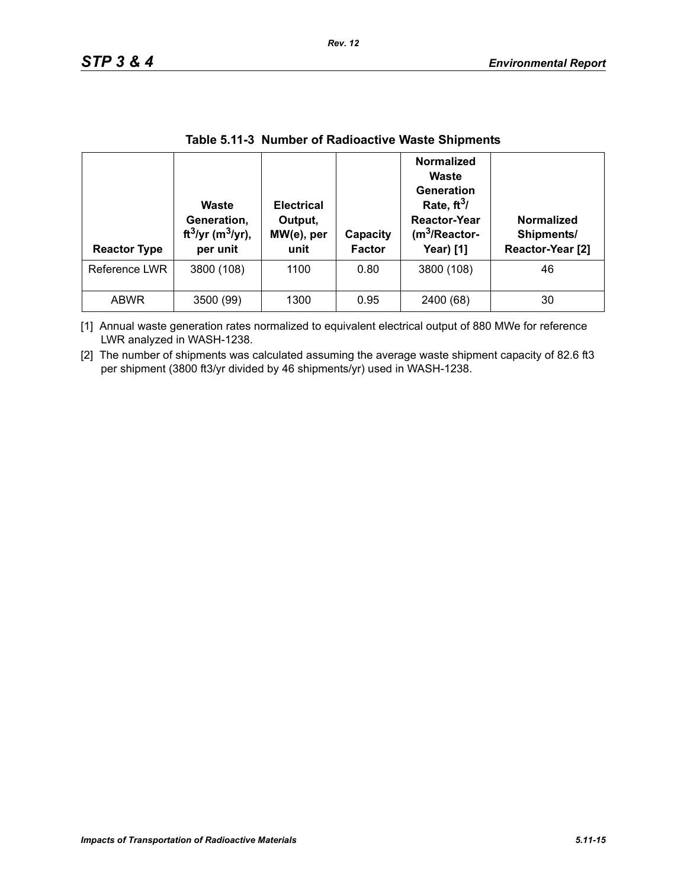**Table 5.11-3 Number of Radioactive Waste Shipments**

| Reactor Type | Waste Generation, $ft^3$/yr ($m^3$/yr), per unit | Electrical Output, MW(e), per unit | Capacity Factor | Normalized Waste Generation Rate, $ft^3$/ Reactor-Year ($m^3$/Reactor-Year) [1] | Normalized Shipments/ Reactor-Year [2] |
|---|---|---|---|---|---|
| Reference LWR | 3800 (108) | 1100 | 0.80 | 3800 (108) | 46 |
| ABWR | 3500 (99) | 1300 | 0.95 | 2400 (68) | 30 |

[1] Annual waste generation rates normalized to equivalent electrical output of 880 MWe for reference LWR analyzed in WASH-1238.

[2] The number of shipments was calculated assuming the average waste shipment capacity of 82.6 ft3 per shipment (3800 ft3/yr divided by 46 shipments/yr) used in WASH-1238.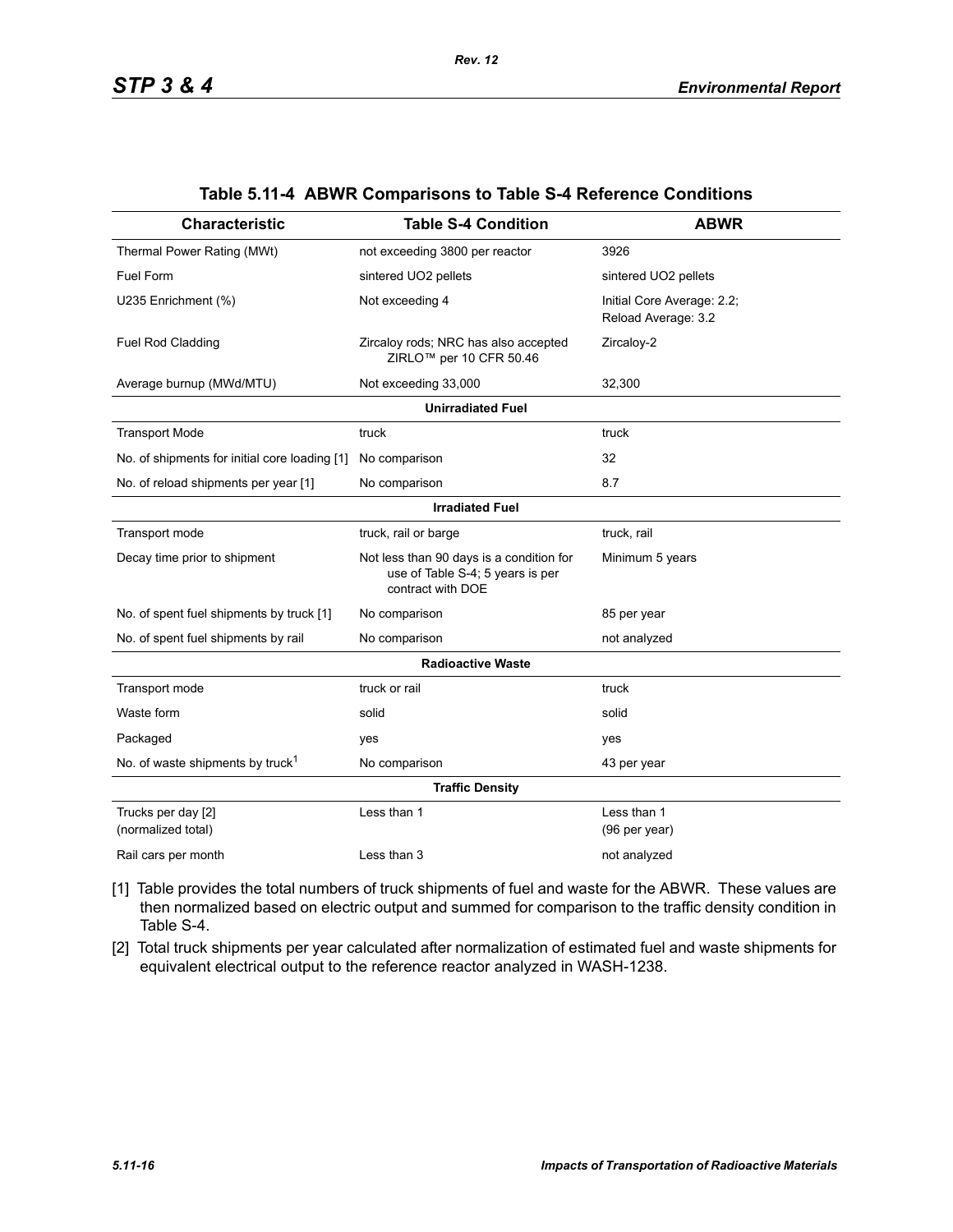**Table 5.11-4 ABWR Comparisons to Table S-4 Reference Conditions**

| Characteristic | Table S-4 Condition | ABWR |
|---|---|---|
| Thermal Power Rating (MWt) | not exceeding 3800 per reactor | 3926 |
| Fuel Form | sintered UO2 pellets | sintered UO2 pellets |
| U235 Enrichment (%) | Not exceeding 4 | Initial Core Average: 2.2; Reload Average: 3.2 |
| Fuel Rod Cladding | Zircaloy rods; NRC has also accepted ZIRLO™ per 10 CFR 50.46 | Zircaloy-2 |
| Average burnup (MWd/MTU) | Not exceeding 33,000 | 32,300 |
| | **Unirradiated Fuel** | |
| Transport Mode | truck | truck |
| No. of shipments for initial core loading [1] | No comparison | 32 |
| No. of reload shipments per year [1] | No comparison | 8.7 |
| | **Irradiated Fuel** | |
| Transport mode | truck, rail or barge | truck, rail |
| Decay time prior to shipment | Not less than 90 days is a condition for use of Table S-4; 5 years is per contract with DOE | Minimum 5 years |
| No. of spent fuel shipments by truck [1] | No comparison | 85 per year |
| No. of spent fuel shipments by rail | No comparison | not analyzed |
| | **Radioactive Waste** | |
| Transport mode | truck or rail | truck |
| Waste form | solid | solid |
| Packaged | yes | yes |
| No. of waste shipments by truck[1] | No comparison | 43 per year |
| | **Traffic Density** | |
| Trucks per day [2] (normalized total) | Less than 1 | Less than 1 (96 per year) |
| Rail cars per month | Less than 3 | not analyzed |

[1] Table provides the total numbers of truck shipments of fuel and waste for the ABWR. These values are then normalized based on electric output and summed for comparison to the traffic density condition in Table S-4.

[2] Total truck shipments per year calculated after normalization of estimated fuel and waste shipments for equivalent electrical output to the reference reactor analyzed in WASH-1238.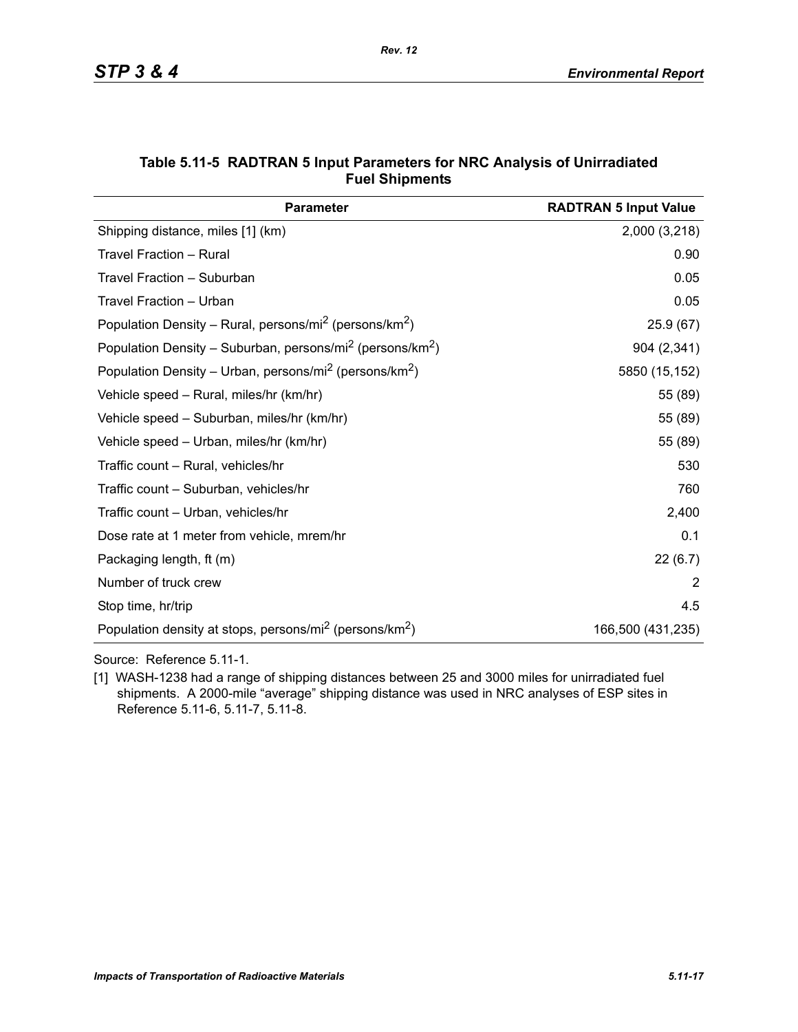**Table 5.11-5 RADTRAN 5 Input Parameters for NRC Analysis of Unirradiated Fuel Shipments**

| Parameter | RADTRAN 5 Input Value |
|---|---|
| Shipping distance, miles [1] (km) | 2,000 (3,218) |
| Travel Fraction – Rural | 0.90 |
| Travel Fraction – Suburban | 0.05 |
| Travel Fraction – Urban | 0.05 |
| Population Density – Rural, persons/mi$^2$ (persons/km$^2$) | 25.9 (67) |
| Population Density – Suburban, persons/mi$^2$ (persons/km$^2$) | 904 (2,341) |
| Population Density – Urban, persons/mi$^2$ (persons/km$^2$) | 5850 (15,152) |
| Vehicle speed – Rural, miles/hr (km/hr) | 55 (89) |
| Vehicle speed – Suburban, miles/hr (km/hr) | 55 (89) |
| Vehicle speed – Urban, miles/hr (km/hr) | 55 (89) |
| Traffic count – Rural, vehicles/hr | 530 |
| Traffic count – Suburban, vehicles/hr | 760 |
| Traffic count – Urban, vehicles/hr | 2,400 |
| Dose rate at 1 meter from vehicle, mrem/hr | 0.1 |
| Packaging length, ft (m) | 22 (6.7) |
| Number of truck crew | 2 |
| Stop time, hr/trip | 4.5 |
| Population density at stops, persons/mi$^2$ (persons/km$^2$) | 166,500 (431,235) |

Source: Reference 5.11-1.

[1] WASH-1238 had a range of shipping distances between 25 and 3000 miles for unirradiated fuel shipments. A 2000-mile "average" shipping distance was used in NRC analyses of ESP sites in Reference 5.11-6, 5.11-7, 5.11-8.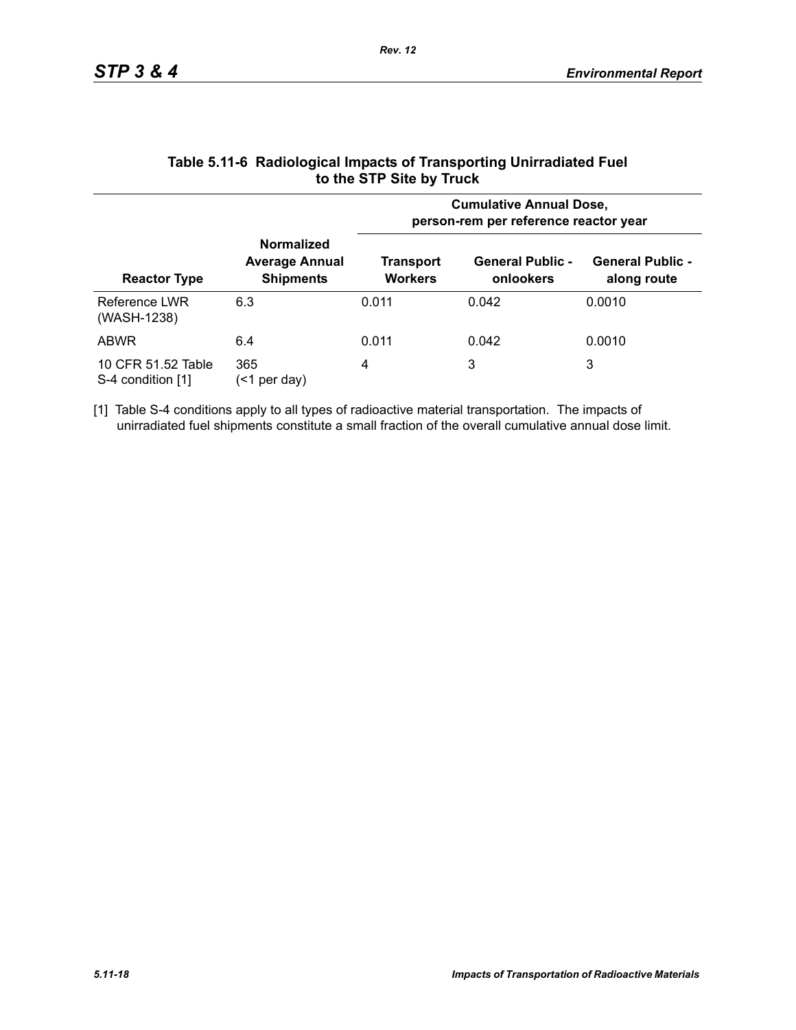## Table 5.11-6 Radiological Impacts of Transporting Unirradiated Fuel to the STP Site by Truck

| Reactor Type | Normalized Average Annual Shipments | Cumulative Annual Dose, person-rem per reference reactor year | | |
|---|---|---|---|---|
| | | **Transport Workers** | **General Public - onlookers** | **General Public - along route** |
| Reference LWR (WASH-1238) | 6.3 | 0.011 | 0.042 | 0.0010 |
| ABWR | 6.4 | 0.011 | 0.042 | 0.0010 |
| 10 CFR 51.52 Table S-4 condition [1] | 365 (<1 per day) | 4 | 3 | 3 |

[1] Table S-4 conditions apply to all types of radioactive material transportation. The impacts of unirradiated fuel shipments constitute a small fraction of the overall cumulative annual dose limit.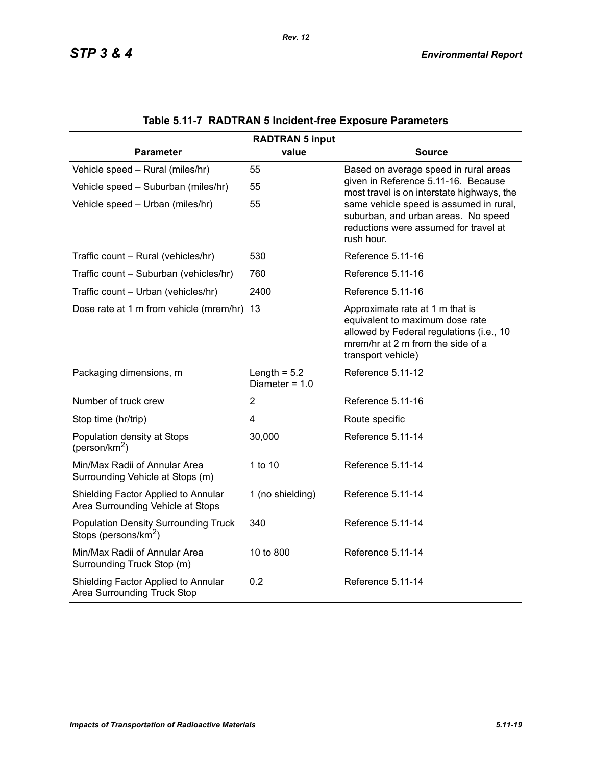**Table 5.11-7 RADTRAN 5 Incident-free Exposure Parameters**

| Parameter | RADTRAN 5 input value | Source |
|---|---|---|
| Vehicle speed – Rural (miles/hr) | 55 | Based on average speed in rural areas given in Reference 5.11-16. Because most travel is on interstate highways, the same vehicle speed is assumed in rural, suburban, and urban areas. No speed reductions were assumed for travel at rush hour. |
| Vehicle speed – Suburban (miles/hr) | 55 | |
| Vehicle speed – Urban (miles/hr) | 55 | |
| Traffic count – Rural (vehicles/hr) | 530 | Reference 5.11-16 |
| Traffic count – Suburban (vehicles/hr) | 760 | Reference 5.11-16 |
| Traffic count – Urban (vehicles/hr) | 2400 | Reference 5.11-16 |
| Dose rate at 1 m from vehicle (mrem/hr) | 13 | Approximate rate at 1 m that is equivalent to maximum dose rate allowed by Federal regulations (i.e., 10 mrem/hr at 2 m from the side of a transport vehicle) |
| Packaging dimensions, m | Length = 5.2 Diameter = 1.0 | Reference 5.11-12 |
| Number of truck crew | 2 | Reference 5.11-16 |
| Stop time (hr/trip) | 4 | Route specific |
| Population density at Stops (person/km$^2$) | 30,000 | Reference 5.11-14 |
| Min/Max Radii of Annular Area Surrounding Vehicle at Stops (m) | 1 to 10 | Reference 5.11-14 |
| Shielding Factor Applied to Annular Area Surrounding Vehicle at Stops | 1 (no shielding) | Reference 5.11-14 |
| Population Density Surrounding Truck Stops (persons/km$^2$) | 340 | Reference 5.11-14 |
| Min/Max Radii of Annular Area Surrounding Truck Stop (m) | 10 to 800 | Reference 5.11-14 |
| Shielding Factor Applied to Annular Area Surrounding Truck Stop | 0.2 | Reference 5.11-14 |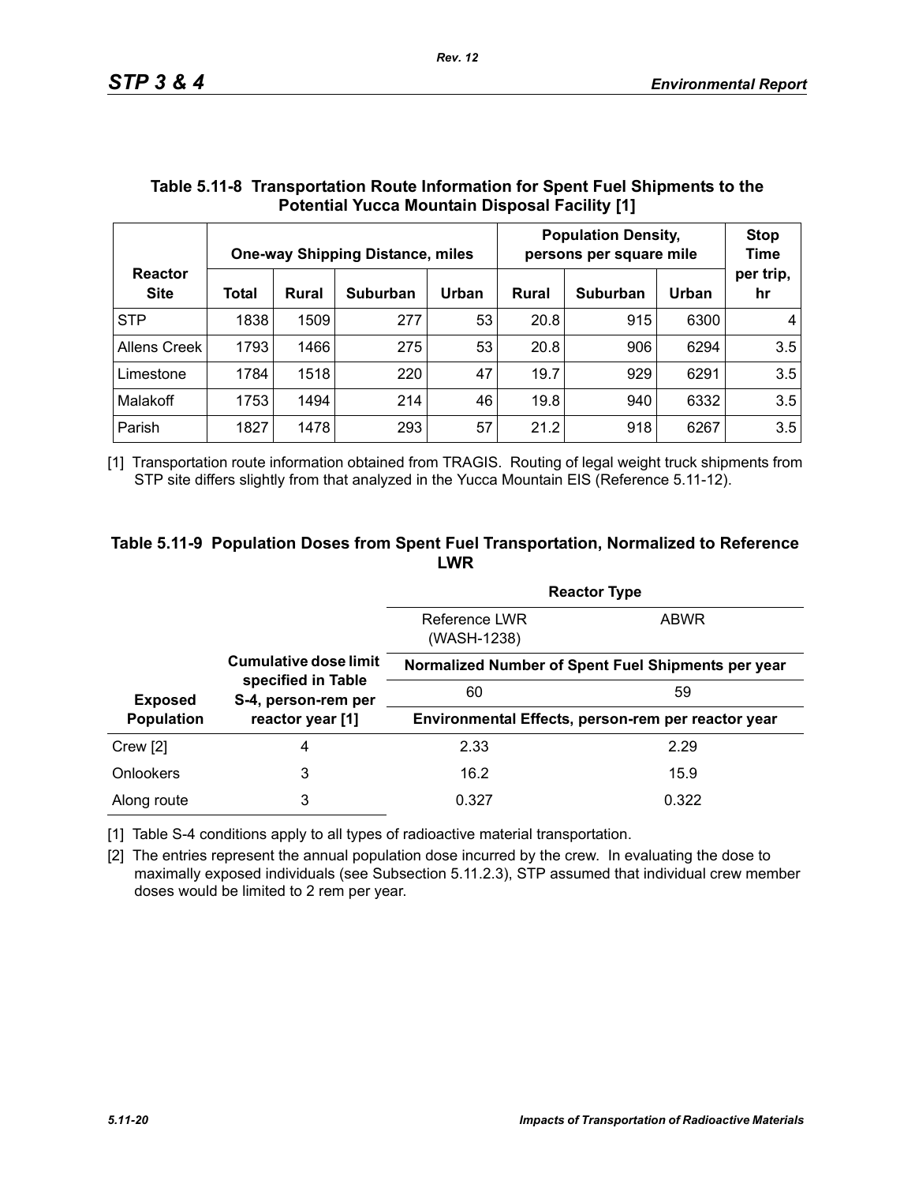**Table 5.11-8 Transportation Route Information for Spent Fuel Shipments to the Potential Yucca Mountain Disposal Facility [1]**

| Reactor Site | One-way Shipping Distance, miles | | | | Population Density, persons per square mile | | | Stop Time per trip, hr |
|---|---|---|---|---|---|---|---|---|
| | Total | Rural | Suburban | Urban | Rural | Suburban | Urban | |
| STP | 1838 | 1509 | 277 | 53 | 20.8 | 915 | 6300 | 4 |
| Allens Creek | 1793 | 1466 | 275 | 53 | 20.8 | 906 | 6294 | 3.5 |
| Limestone | 1784 | 1518 | 220 | 47 | 19.7 | 929 | 6291 | 3.5 |
| Malakoff | 1753 | 1494 | 214 | 46 | 19.8 | 940 | 6332 | 3.5 |
| Parish | 1827 | 1478 | 293 | 57 | 21.2 | 918 | 6267 | 3.5 |

[1] Transportation route information obtained from TRAGIS. Routing of legal weight truck shipments from STP site differs slightly from that analyzed in the Yucca Mountain EIS (Reference 5.11-12).

**Table 5.11-9 Population Doses from Spent Fuel Transportation, Normalized to Reference LWR**

| Exposed Population | Cumulative dose limit specified in Table S-4, person-rem per reactor year [1] | Reactor Type | |
|---|---|---|---|
| | | Reference LWR (WASH-1238) | ABWR |
| | | Normalized Number of Spent Fuel Shipments per year | |
| | | 60 | 59 |
| | | Environmental Effects, person-rem per reactor year | |
| Crew [2] | 4 | 2.33 | 2.29 |
| Onlookers | 3 | 16.2 | 15.9 |
| Along route | 3 | 0.327 | 0.322 |

[1] Table S-4 conditions apply to all types of radioactive material transportation.

[2] The entries represent the annual population dose incurred by the crew. In evaluating the dose to maximally exposed individuals (see Subsection 5.11.2.3), STP assumed that individual crew member doses would be limited to 2 rem per year.